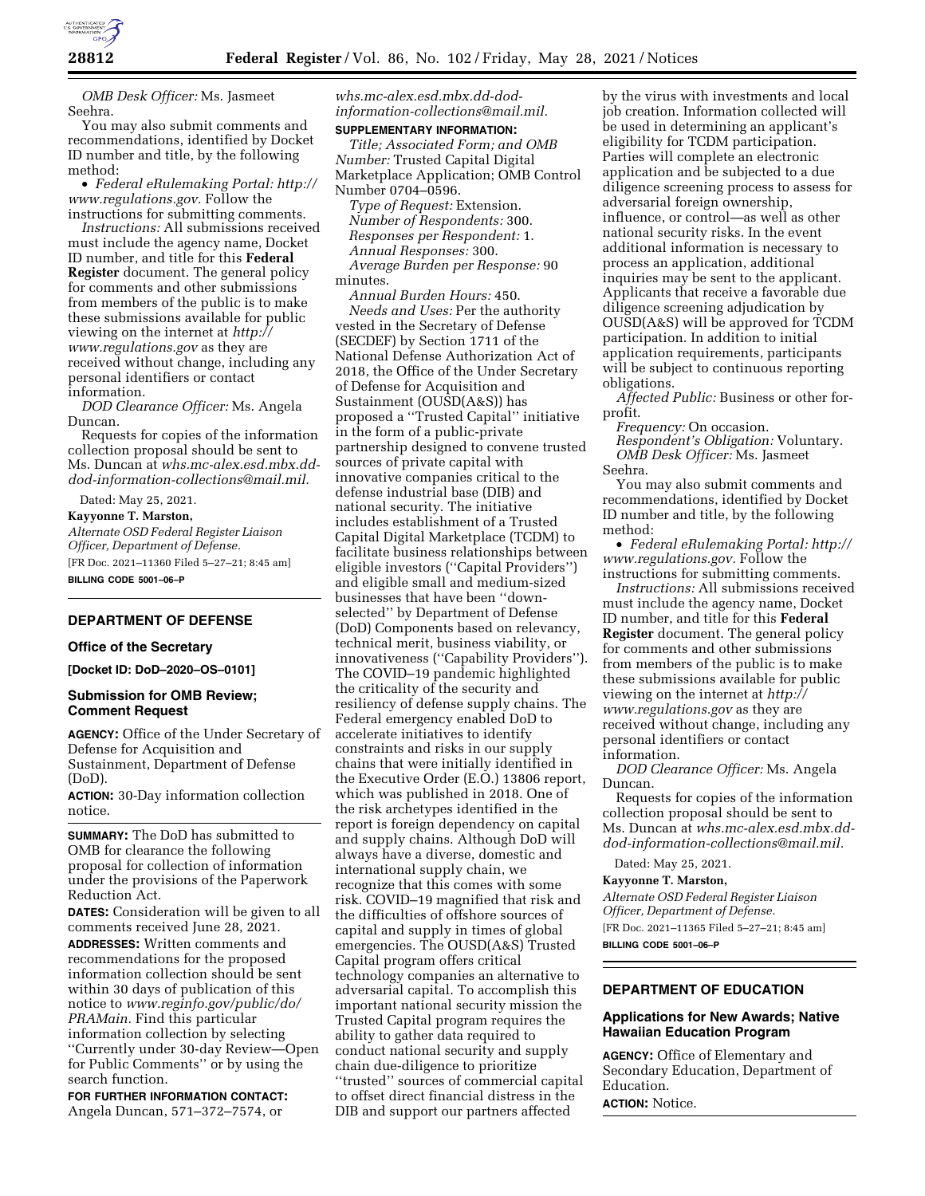*OMB Desk Officer:* Ms. Jasmeet Seehra.

You may also submit comments and recommendations, identified by Docket ID number and title, by the following method:

- *Federal eRulemaking Portal: http://www.regulations.gov.* Follow the instructions for submitting comments.

*Instructions:* All submissions received must include the agency name, Docket ID number, and title for this **Federal Register** document. The general policy for comments and other submissions from members of the public is to make these submissions available for public viewing on the internet at *http://www.regulations.gov* as they are received without change, including any personal identifiers or contact information.

*DOD Clearance Officer:* Ms. Angela Duncan.

Requests for copies of the information collection proposal should be sent to Ms. Duncan at *whs.mc-alex.esd.mbx.dd-dod-information-collections@mail.mil.*

Dated: May 25, 2021.

**Kayyonne T. Marston,**

*Alternate OSD Federal Register Liaison Officer, Department of Defense.*

[FR Doc. 2021–11360 Filed 5–27–21; 8:45 am]

**BILLING CODE 5001–06–P**

## DEPARTMENT OF DEFENSE

### Office of the Secretary

**[Docket ID: DoD–2020–OS–0101]**

### Submission for OMB Review; Comment Request

**AGENCY:** Office of the Under Secretary of Defense for Acquisition and Sustainment, Department of Defense (DoD).

**ACTION:** 30-Day information collection notice.

**SUMMARY:** The DoD has submitted to OMB for clearance the following proposal for collection of information under the provisions of the Paperwork Reduction Act.

**DATES:** Consideration will be given to all comments received June 28, 2021.

**ADDRESSES:** Written comments and recommendations for the proposed information collection should be sent within 30 days of publication of this notice to *www.reginfo.gov/public/do/PRAMain.* Find this particular information collection by selecting ''Currently under 30-day Review—Open for Public Comments'' or by using the search function.

**FOR FURTHER INFORMATION CONTACT:** Angela Duncan, 571–372–7574, or *whs.mc-alex.esd.mbx.dd-dod-information-collections@mail.mil.*

**SUPPLEMENTARY INFORMATION:**

*Title; Associated Form; and OMB Number:* Trusted Capital Digital Marketplace Application; OMB Control Number 0704–0596.

*Type of Request:* Extension.

*Number of Respondents:* 300.

*Responses per Respondent:* 1.

*Annual Responses:* 300.

*Average Burden per Response:* 90 minutes.

*Annual Burden Hours:* 450.

*Needs and Uses:* Per the authority vested in the Secretary of Defense (SECDEF) by Section 1711 of the National Defense Authorization Act of 2018, the Office of the Under Secretary of Defense for Acquisition and Sustainment (OUSD(A&S)) has proposed a ''Trusted Capital'' initiative in the form of a public-private partnership designed to convene trusted sources of private capital with innovative companies critical to the defense industrial base (DIB) and national security. The initiative includes establishment of a Trusted Capital Digital Marketplace (TCDM) to facilitate business relationships between eligible investors (''Capital Providers'') and eligible small and medium-sized businesses that have been ''down-selected'' by Department of Defense (DoD) Components based on relevancy, technical merit, business viability, or innovativeness (''Capability Providers''). The COVID–19 pandemic highlighted the criticality of the security and resiliency of defense supply chains. The Federal emergency enabled DoD to accelerate initiatives to identify constraints and risks in our supply chains that were initially identified in the Executive Order (E.O.) 13806 report, which was published in 2018. One of the risk archetypes identified in the report is foreign dependency on capital and supply chains. Although DoD will always have a diverse, domestic and international supply chain, we recognize that this comes with some risk. COVID–19 magnified that risk and the difficulties of offshore sources of capital and supply in times of global emergencies. The OUSD(A&S) Trusted Capital program offers critical technology companies an alternative to adversarial capital. To accomplish this important national security mission the Trusted Capital program requires the ability to gather data required to conduct national security and supply chain due-diligence to prioritize ''trusted'' sources of commercial capital to offset direct financial distress in the DIB and support our partners affected by the virus with investments and local job creation. Information collected will be used in determining an applicant's eligibility for TCDM participation. Parties will complete an electronic application and be subjected to a due diligence screening process to assess for adversarial foreign ownership, influence, or control—as well as other national security risks. In the event additional information is necessary to process an application, additional inquiries may be sent to the applicant. Applicants that receive a favorable due diligence screening adjudication by OUSD(A&S) will be approved for TCDM participation. In addition to initial application requirements, participants will be subject to continuous reporting obligations.

*Affected Public:* Business or other for-profit.

*Frequency:* On occasion.

*Respondent's Obligation:* Voluntary.

*OMB Desk Officer:* Ms. Jasmeet Seehra.

You may also submit comments and recommendations, identified by Docket ID number and title, by the following method:

- *Federal eRulemaking Portal: http://www.regulations.gov.* Follow the instructions for submitting comments.

*Instructions:* All submissions received must include the agency name, Docket ID number, and title for this **Federal Register** document. The general policy for comments and other submissions from members of the public is to make these submissions available for public viewing on the internet at *http://www.regulations.gov* as they are received without change, including any personal identifiers or contact information.

*DOD Clearance Officer:* Ms. Angela Duncan.

Requests for copies of the information collection proposal should be sent to Ms. Duncan at *whs.mc-alex.esd.mbx.dd-dod-information-collections@mail.mil.*

Dated: May 25, 2021.

**Kayyonne T. Marston,**

*Alternate OSD Federal Register Liaison Officer, Department of Defense.*

[FR Doc. 2021–11365 Filed 5–27–21; 8:45 am]

**BILLING CODE 5001–06–P**

## DEPARTMENT OF EDUCATION

### Applications for New Awards; Native Hawaiian Education Program

**AGENCY:** Office of Elementary and Secondary Education, Department of Education.

**ACTION:** Notice.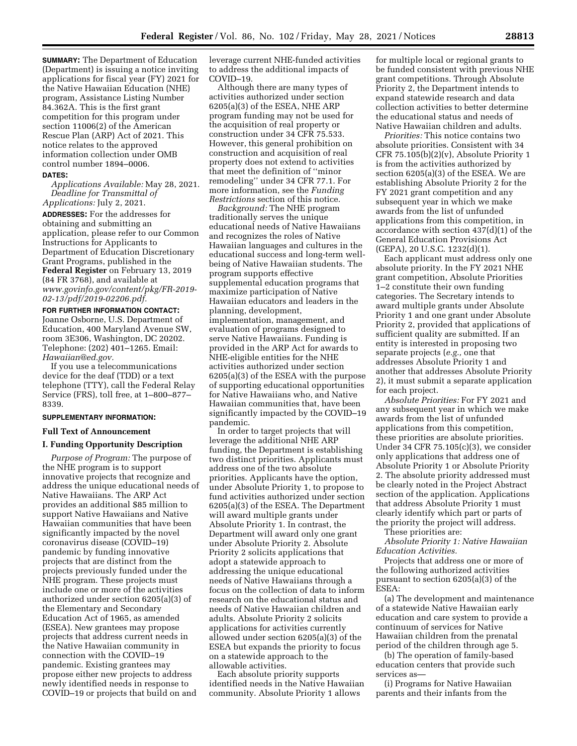**SUMMARY:** The Department of Education (Department) is issuing a notice inviting applications for fiscal year (FY) 2021 for the Native Hawaiian Education (NHE) program, Assistance Listing Number 84.362A. This is the first grant competition for this program under section 11006(2) of the American Rescue Plan (ARP) Act of 2021. This notice relates to the approved information collection under OMB control number 1894–0006.

**DATES:**

*Applications Available:* May 28, 2021.

*Deadline for Transmittal of Applications:* July 2, 2021.

**ADDRESSES:** For the addresses for obtaining and submitting an application, please refer to our Common Instructions for Applicants to Department of Education Discretionary Grant Programs, published in the **Federal Register** on February 13, 2019 (84 FR 3768), and available at *www.govinfo.gov/content/pkg/FR-2019-02-13/pdf/2019-02206.pdf.*

**FOR FURTHER INFORMATION CONTACT:** Joanne Osborne, U.S. Department of Education, 400 Maryland Avenue SW, room 3E306, Washington, DC 20202. Telephone: (202) 401–1265. Email: *Hawaiian@ed.gov.*

If you use a telecommunications device for the deaf (TDD) or a text telephone (TTY), call the Federal Relay Service (FRS), toll free, at 1–800–877–8339.

**SUPPLEMENTARY INFORMATION:**

## Full Text of Announcement

## I. Funding Opportunity Description

*Purpose of Program:* The purpose of the NHE program is to support innovative projects that recognize and address the unique educational needs of Native Hawaiians. The ARP Act provides an additional $85 million to support Native Hawaiians and Native Hawaiian communities that have been significantly impacted by the novel coronavirus disease (COVID–19) pandemic by funding innovative projects that are distinct from the projects previously funded under the NHE program. These projects must include one or more of the activities authorized under section 6205(a)(3) of the Elementary and Secondary Education Act of 1965, as amended (ESEA). New grantees may propose projects that address current needs in the Native Hawaiian community in connection with the COVID–19 pandemic. Existing grantees may propose either new projects to address newly identified needs in response to COVID–19 or projects that build on and leverage current NHE-funded activities to address the additional impacts of COVID–19.

Although there are many types of activities authorized under section 6205(a)(3) of the ESEA, NHE ARP program funding may not be used for the acquisition of real property or construction under 34 CFR 75.533. However, this general prohibition on construction and acquisition of real property does not extend to activities that meet the definition of ''minor remodeling'' under 34 CFR 77.1. For more information, see the *Funding Restrictions* section of this notice.

*Background:* The NHE program traditionally serves the unique educational needs of Native Hawaiians and recognizes the roles of Native Hawaiian languages and cultures in the educational success and long-term well-being of Native Hawaiian students. The program supports effective supplemental education programs that maximize participation of Native Hawaiian educators and leaders in the planning, development, implementation, management, and evaluation of programs designed to serve Native Hawaiians. Funding is provided in the ARP Act for awards to NHE-eligible entities for the NHE activities authorized under section 6205(a)(3) of the ESEA with the purpose of supporting educational opportunities for Native Hawaiians who, and Native Hawaiian communities that, have been significantly impacted by the COVID–19 pandemic.

In order to target projects that will leverage the additional NHE ARP funding, the Department is establishing two distinct priorities. Applicants must address one of the two absolute priorities. Applicants have the option, under Absolute Priority 1, to propose to fund activities authorized under section 6205(a)(3) of the ESEA. The Department will award multiple grants under Absolute Priority 1. In contrast, the Department will award only one grant under Absolute Priority 2. Absolute Priority 2 solicits applications that adopt a statewide approach to addressing the unique educational needs of Native Hawaiians through a focus on the collection of data to inform research on the educational status and needs of Native Hawaiian children and adults. Absolute Priority 2 solicits applications for activities currently allowed under section 6205(a)(3) of the ESEA but expands the priority to focus on a statewide approach to the allowable activities.

Each absolute priority supports identified needs in the Native Hawaiian community. Absolute Priority 1 allows for multiple local or regional grants to be funded consistent with previous NHE grant competitions. Through Absolute Priority 2, the Department intends to expand statewide research and data collection activities to better determine the educational status and needs of Native Hawaiian children and adults.

*Priorities:* This notice contains two absolute priorities. Consistent with 34 CFR 75.105(b)(2)(v), Absolute Priority 1 is from the activities authorized by section 6205(a)(3) of the ESEA. We are establishing Absolute Priority 2 for the FY 2021 grant competition and any subsequent year in which we make awards from the list of unfunded applications from this competition, in accordance with section 437(d)(1) of the General Education Provisions Act (GEPA), 20 U.S.C. 1232(d)(1).

Each applicant must address only one absolute priority. In the FY 2021 NHE grant competition, Absolute Priorities 1–2 constitute their own funding categories. The Secretary intends to award multiple grants under Absolute Priority 1 and one grant under Absolute Priority 2, provided that applications of sufficient quality are submitted. If an entity is interested in proposing two separate projects (*e.g.,* one that addresses Absolute Priority 1 and another that addresses Absolute Priority 2), it must submit a separate application for each project.

*Absolute Priorities:* For FY 2021 and any subsequent year in which we make awards from the list of unfunded applications from this competition, these priorities are absolute priorities. Under 34 CFR 75.105(c)(3), we consider only applications that address one of Absolute Priority 1 or Absolute Priority 2. The absolute priority addressed must be clearly noted in the Project Abstract section of the application. Applications that address Absolute Priority 1 must clearly identify which part or parts of the priority the project will address.

These priorities are:

*Absolute Priority 1: Native Hawaiian Education Activities.*

Projects that address one or more of the following authorized activities pursuant to section 6205(a)(3) of the ESEA:

(a) The development and maintenance of a statewide Native Hawaiian early education and care system to provide a continuum of services for Native Hawaiian children from the prenatal period of the children through age 5.

(b) The operation of family-based education centers that provide such services as—

(i) Programs for Native Hawaiian parents and their infants from the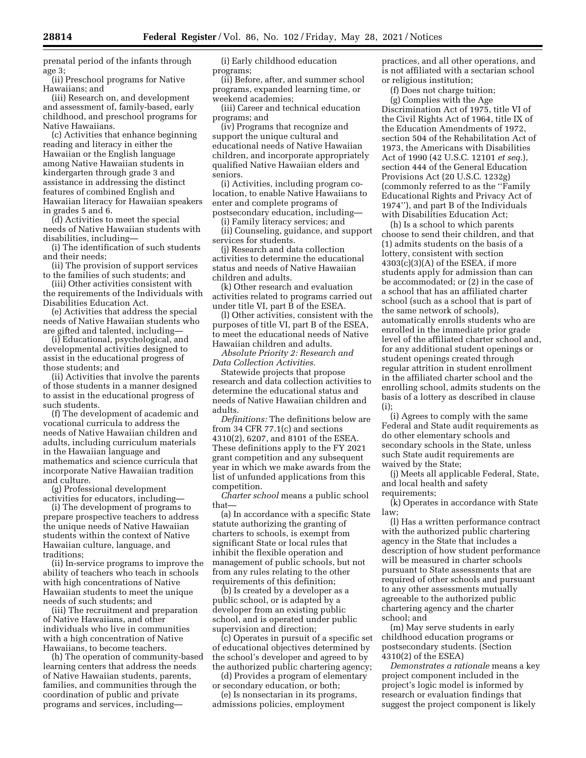prenatal period of the infants through age 3;

(ii) Preschool programs for Native Hawaiians; and

(iii) Research on, and development and assessment of, family-based, early childhood, and preschool programs for Native Hawaiians.

(c) Activities that enhance beginning reading and literacy in either the Hawaiian or the English language among Native Hawaiian students in kindergarten through grade 3 and assistance in addressing the distinct features of combined English and Hawaiian literacy for Hawaiian speakers in grades 5 and 6.

(d) Activities to meet the special needs of Native Hawaiian students with disabilities, including—

(i) The identification of such students and their needs;

(ii) The provision of support services to the families of such students; and

(iii) Other activities consistent with the requirements of the Individuals with Disabilities Education Act.

(e) Activities that address the special needs of Native Hawaiian students who are gifted and talented, including—

(i) Educational, psychological, and developmental activities designed to assist in the educational progress of those students; and

(ii) Activities that involve the parents of those students in a manner designed to assist in the educational progress of such students.

(f) The development of academic and vocational curricula to address the needs of Native Hawaiian children and adults, including curriculum materials in the Hawaiian language and mathematics and science curricula that incorporate Native Hawaiian tradition and culture.

(g) Professional development activities for educators, including—

(i) The development of programs to prepare prospective teachers to address the unique needs of Native Hawaiian students within the context of Native Hawaiian culture, language, and traditions;

(ii) In-service programs to improve the ability of teachers who teach in schools with high concentrations of Native Hawaiian students to meet the unique needs of such students; and

(iii) The recruitment and preparation of Native Hawaiians, and other individuals who live in communities with a high concentration of Native Hawaiians, to become teachers.

(h) The operation of community-based learning centers that address the needs of Native Hawaiian students, parents, families, and communities through the coordination of public and private programs and services, including—

(i) Early childhood education programs;

(ii) Before, after, and summer school programs, expanded learning time, or weekend academies;

(iii) Career and technical education programs; and

(iv) Programs that recognize and support the unique cultural and educational needs of Native Hawaiian children, and incorporate appropriately qualified Native Hawaiian elders and seniors.

(i) Activities, including program co-location, to enable Native Hawaiians to enter and complete programs of postsecondary education, including—

(i) Family literacy services; and

(ii) Counseling, guidance, and support services for students.

(j) Research and data collection activities to determine the educational status and needs of Native Hawaiian children and adults.

(k) Other research and evaluation activities related to programs carried out under title VI, part B of the ESEA.

(l) Other activities, consistent with the purposes of title VI, part B of the ESEA, to meet the educational needs of Native Hawaiian children and adults.

*Absolute Priority 2: Research and Data Collection Activities.*

Statewide projects that propose research and data collection activities to determine the educational status and needs of Native Hawaiian children and adults.

*Definitions:* The definitions below are from 34 CFR 77.1(c) and sections 4310(2), 6207, and 8101 of the ESEA. These definitions apply to the FY 2021 grant competition and any subsequent year in which we make awards from the list of unfunded applications from this competition.

*Charter school* means a public school that—

(a) In accordance with a specific State statute authorizing the granting of charters to schools, is exempt from significant State or local rules that inhibit the flexible operation and management of public schools, but not from any rules relating to the other requirements of this definition;

(b) Is created by a developer as a public school, or is adapted by a developer from an existing public school, and is operated under public supervision and direction;

(c) Operates in pursuit of a specific set of educational objectives determined by the school's developer and agreed to by the authorized public chartering agency;

(d) Provides a program of elementary or secondary education, or both;

(e) Is nonsectarian in its programs, admissions policies, employment practices, and all other operations, and is not affiliated with a sectarian school or religious institution;

(f) Does not charge tuition;

(g) Complies with the Age Discrimination Act of 1975, title VI of the Civil Rights Act of 1964, title IX of the Education Amendments of 1972, section 504 of the Rehabilitation Act of 1973, the Americans with Disabilities Act of 1990 (42 U.S.C. 12101 *et seq.*), section 444 of the General Education Provisions Act (20 U.S.C. 1232g) (commonly referred to as the ''Family Educational Rights and Privacy Act of 1974''), and part B of the Individuals with Disabilities Education Act;

(h) Is a school to which parents choose to send their children, and that (1) admits students on the basis of a lottery, consistent with section 4303(c)(3)(A) of the ESEA, if more students apply for admission than can be accommodated; or (2) in the case of a school that has an affiliated charter school (such as a school that is part of the same network of schools), automatically enrolls students who are enrolled in the immediate prior grade level of the affiliated charter school and, for any additional student openings or student openings created through regular attrition in student enrollment in the affiliated charter school and the enrolling school, admits students on the basis of a lottery as described in clause (i);

(i) Agrees to comply with the same Federal and State audit requirements as do other elementary schools and secondary schools in the State, unless such State audit requirements are waived by the State;

(j) Meets all applicable Federal, State, and local health and safety requirements;

(k) Operates in accordance with State law;

(l) Has a written performance contract with the authorized public chartering agency in the State that includes a description of how student performance will be measured in charter schools pursuant to State assessments that are required of other schools and pursuant to any other assessments mutually agreeable to the authorized public chartering agency and the charter school; and

(m) May serve students in early childhood education programs or postsecondary students. (Section 4310(2) of the ESEA)

*Demonstrates a rationale* means a key project component included in the project's logic model is informed by research or evaluation findings that suggest the project component is likely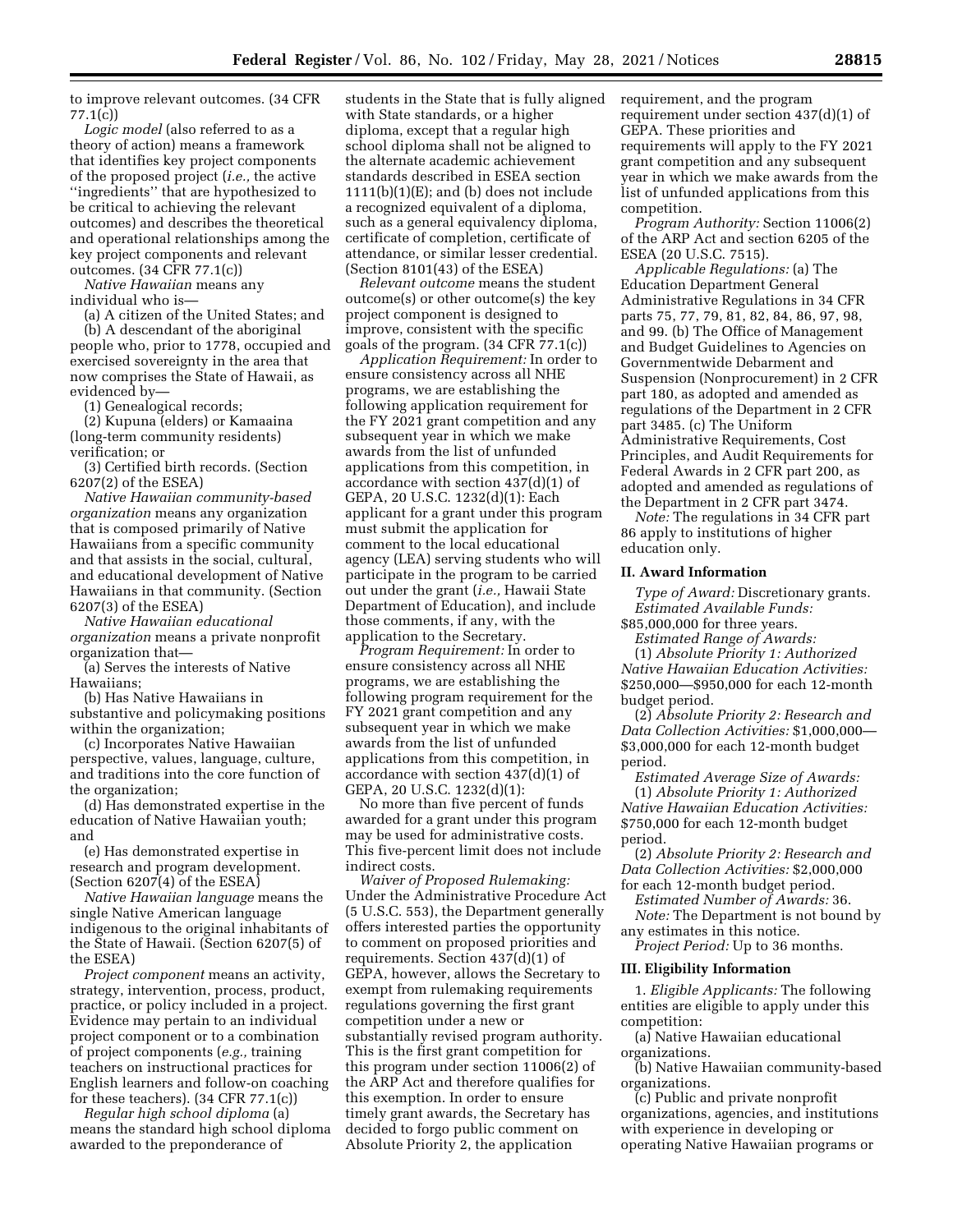to improve relevant outcomes. (34 CFR 77.1(c))

*Logic model* (also referred to as a theory of action) means a framework that identifies key project components of the proposed project (*i.e.,* the active ''ingredients'' that are hypothesized to be critical to achieving the relevant outcomes) and describes the theoretical and operational relationships among the key project components and relevant outcomes. (34 CFR 77.1(c))

*Native Hawaiian* means any individual who is—

(a) A citizen of the United States; and

(b) A descendant of the aboriginal people who, prior to 1778, occupied and exercised sovereignty in the area that now comprises the State of Hawaii, as evidenced by—

(1) Genealogical records;

(2) Kupuna (elders) or Kamaaina (long-term community residents) verification; or

(3) Certified birth records. (Section 6207(2) of the ESEA)

*Native Hawaiian community-based organization* means any organization that is composed primarily of Native Hawaiians from a specific community and that assists in the social, cultural, and educational development of Native Hawaiians in that community. (Section 6207(3) of the ESEA)

*Native Hawaiian educational organization* means a private nonprofit organization that—

(a) Serves the interests of Native Hawaiians;

(b) Has Native Hawaiians in substantive and policymaking positions within the organization;

(c) Incorporates Native Hawaiian perspective, values, language, culture, and traditions into the core function of the organization;

(d) Has demonstrated expertise in the education of Native Hawaiian youth; and

(e) Has demonstrated expertise in research and program development. (Section 6207(4) of the ESEA)

*Native Hawaiian language* means the single Native American language indigenous to the original inhabitants of the State of Hawaii. (Section 6207(5) of the ESEA)

*Project component* means an activity, strategy, intervention, process, product, practice, or policy included in a project. Evidence may pertain to an individual project component or to a combination of project components (*e.g.,* training teachers on instructional practices for English learners and follow-on coaching for these teachers). (34 CFR 77.1(c))

*Regular high school diploma* (a) means the standard high school diploma awarded to the preponderance of students in the State that is fully aligned with State standards, or a higher diploma, except that a regular high school diploma shall not be aligned to the alternate academic achievement standards described in ESEA section 1111(b)(1)(E); and (b) does not include a recognized equivalent of a diploma, such as a general equivalency diploma, certificate of completion, certificate of attendance, or similar lesser credential. (Section 8101(43) of the ESEA)

*Relevant outcome* means the student outcome(s) or other outcome(s) the key project component is designed to improve, consistent with the specific goals of the program. (34 CFR 77.1(c))

*Application Requirement:* In order to ensure consistency across all NHE programs, we are establishing the following application requirement for the FY 2021 grant competition and any subsequent year in which we make awards from the list of unfunded applications from this competition, in accordance with section 437(d)(1) of GEPA, 20 U.S.C. 1232(d)(1): Each applicant for a grant under this program must submit the application for comment to the local educational agency (LEA) serving students who will participate in the program to be carried out under the grant (*i.e.,* Hawaii State Department of Education), and include those comments, if any, with the application to the Secretary.

*Program Requirement:* In order to ensure consistency across all NHE programs, we are establishing the following program requirement for the FY 2021 grant competition and any subsequent year in which we make awards from the list of unfunded applications from this competition, in accordance with section 437(d)(1) of GEPA, 20 U.S.C. 1232(d)(1):

No more than five percent of funds awarded for a grant under this program may be used for administrative costs. This five-percent limit does not include indirect costs.

*Waiver of Proposed Rulemaking:* Under the Administrative Procedure Act (5 U.S.C. 553), the Department generally offers interested parties the opportunity to comment on proposed priorities and requirements. Section 437(d)(1) of GEPA, however, allows the Secretary to exempt from rulemaking requirements regulations governing the first grant competition under a new or substantially revised program authority. This is the first grant competition for this program under section 11006(2) of the ARP Act and therefore qualifies for this exemption. In order to ensure timely grant awards, the Secretary has decided to forgo public comment on Absolute Priority 2, the application requirement, and the program requirement under section 437(d)(1) of GEPA. These priorities and requirements will apply to the FY 2021 grant competition and any subsequent year in which we make awards from the list of unfunded applications from this competition.

*Program Authority:* Section 11006(2) of the ARP Act and section 6205 of the ESEA (20 U.S.C. 7515).

*Applicable Regulations:* (a) The Education Department General Administrative Regulations in 34 CFR parts 75, 77, 79, 81, 82, 84, 86, 97, 98, and 99. (b) The Office of Management and Budget Guidelines to Agencies on Governmentwide Debarment and Suspension (Nonprocurement) in 2 CFR part 180, as adopted and amended as regulations of the Department in 2 CFR part 3485. (c) The Uniform Administrative Requirements, Cost Principles, and Audit Requirements for Federal Awards in 2 CFR part 200, as adopted and amended as regulations of the Department in 2 CFR part 3474.

*Note:* The regulations in 34 CFR part 86 apply to institutions of higher education only.

## II. Award Information

*Type of Award:* Discretionary grants.

*Estimated Available Funds:* $85,000,000 for three years.

*Estimated Range of Awards:*

(1) *Absolute Priority 1: Authorized Native Hawaiian Education Activities:* $250,000—$950,000 for each 12-month budget period.

(2) *Absolute Priority 2: Research and Data Collection Activities:* $1,000,000—$3,000,000 for each 12-month budget period.

*Estimated Average Size of Awards:*

(1) *Absolute Priority 1: Authorized Native Hawaiian Education Activities:* $750,000 for each 12-month budget period.

(2) *Absolute Priority 2: Research and Data Collection Activities:* $2,000,000 for each 12-month budget period.

*Estimated Number of Awards:* 36.

*Note:* The Department is not bound by any estimates in this notice.

*Project Period:* Up to 36 months.

## III. Eligibility Information

1. *Eligible Applicants:* The following entities are eligible to apply under this competition:

(a) Native Hawaiian educational organizations.

(b) Native Hawaiian community-based organizations.

(c) Public and private nonprofit organizations, agencies, and institutions with experience in developing or operating Native Hawaiian programs or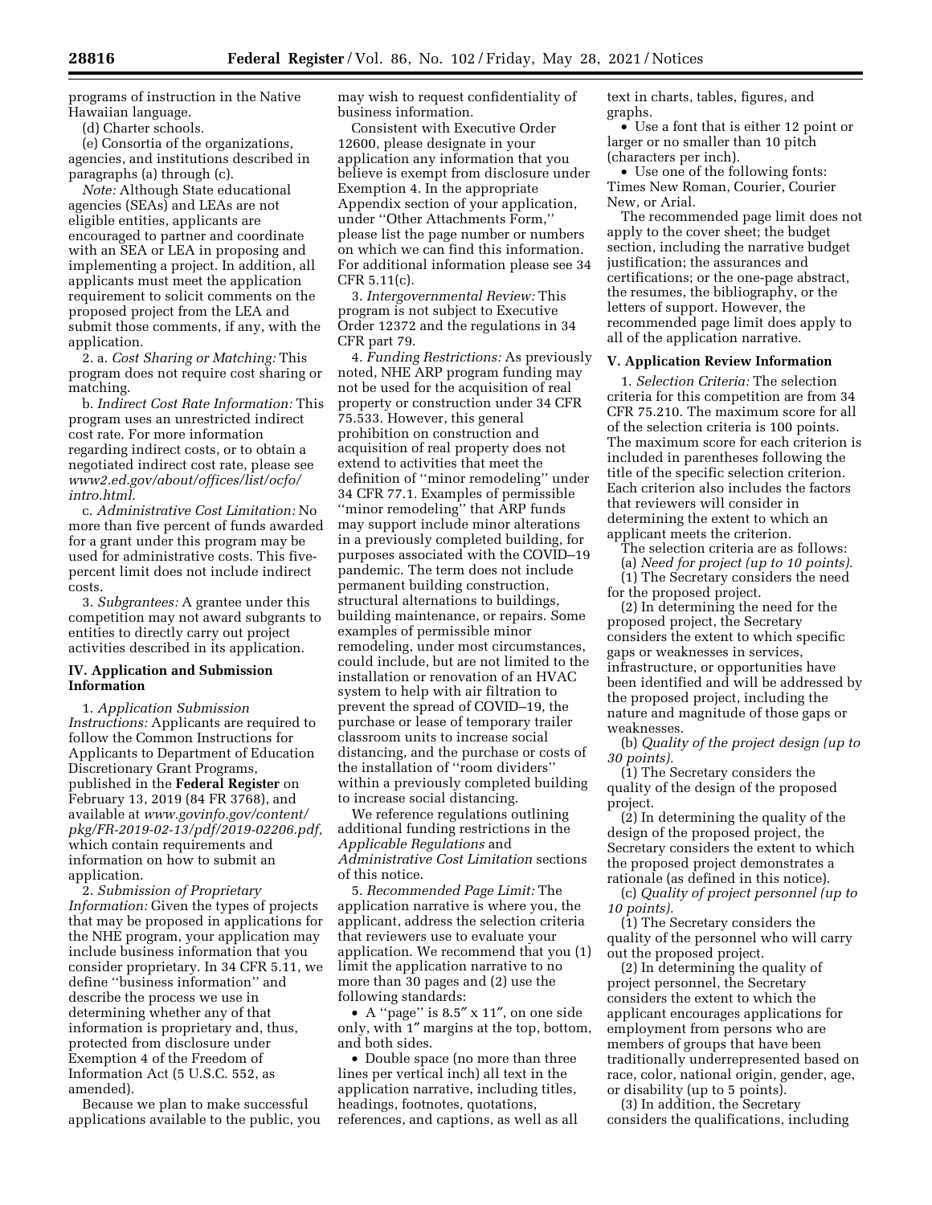programs of instruction in the Native Hawaiian language.

(d) Charter schools.

(e) Consortia of the organizations, agencies, and institutions described in paragraphs (a) through (c).

*Note:* Although State educational agencies (SEAs) and LEAs are not eligible entities, applicants are encouraged to partner and coordinate with an SEA or LEA in proposing and implementing a project. In addition, all applicants must meet the application requirement to solicit comments on the proposed project from the LEA and submit those comments, if any, with the application.

2. a. *Cost Sharing or Matching:* This program does not require cost sharing or matching.

b. *Indirect Cost Rate Information:* This program uses an unrestricted indirect cost rate. For more information regarding indirect costs, or to obtain a negotiated indirect cost rate, please see *www2.ed.gov/about/offices/list/ocfo/intro.html.*

c. *Administrative Cost Limitation:* No more than five percent of funds awarded for a grant under this program may be used for administrative costs. This five-percent limit does not include indirect costs.

3. *Subgrantees:* A grantee under this competition may not award subgrants to entities to directly carry out project activities described in its application.

## IV. Application and Submission Information

1. *Application Submission Instructions:* Applicants are required to follow the Common Instructions for Applicants to Department of Education Discretionary Grant Programs, published in the **Federal Register** on February 13, 2019 (84 FR 3768), and available at *www.govinfo.gov/content/pkg/FR-2019-02-13/pdf/2019-02206.pdf,* which contain requirements and information on how to submit an application.

2. *Submission of Proprietary Information:* Given the types of projects that may be proposed in applications for the NHE program, your application may include business information that you consider proprietary. In 34 CFR 5.11, we define ''business information'' and describe the process we use in determining whether any of that information is proprietary and, thus, protected from disclosure under Exemption 4 of the Freedom of Information Act (5 U.S.C. 552, as amended).

Because we plan to make successful applications available to the public, you may wish to request confidentiality of business information.

Consistent with Executive Order 12600, please designate in your application any information that you believe is exempt from disclosure under Exemption 4. In the appropriate Appendix section of your application, under ''Other Attachments Form,'' please list the page number or numbers on which we can find this information. For additional information please see 34 CFR 5.11(c).

3. *Intergovernmental Review:* This program is not subject to Executive Order 12372 and the regulations in 34 CFR part 79.

4. *Funding Restrictions:* As previously noted, NHE ARP program funding may not be used for the acquisition of real property or construction under 34 CFR 75.533. However, this general prohibition on construction and acquisition of real property does not extend to activities that meet the definition of ''minor remodeling'' under 34 CFR 77.1. Examples of permissible ''minor remodeling'' that ARP funds may support include minor alterations in a previously completed building, for purposes associated with the COVID–19 pandemic. The term does not include permanent building construction, structural alternations to buildings, building maintenance, or repairs. Some examples of permissible minor remodeling, under most circumstances, could include, but are not limited to the installation or renovation of an HVAC system to help with air filtration to prevent the spread of COVID–19, the purchase or lease of temporary trailer classroom units to increase social distancing, and the purchase or costs of the installation of ''room dividers'' within a previously completed building to increase social distancing.

We reference regulations outlining additional funding restrictions in the *Applicable Regulations* and *Administrative Cost Limitation* sections of this notice.

5. *Recommended Page Limit:* The application narrative is where you, the applicant, address the selection criteria that reviewers use to evaluate your application. We recommend that you (1) limit the application narrative to no more than 30 pages and (2) use the following standards:

- A ''page'' is 8.5″ x 11″, on one side only, with 1″ margins at the top, bottom, and both sides.
- Double space (no more than three lines per vertical inch) all text in the application narrative, including titles, headings, footnotes, quotations, references, and captions, as well as all text in charts, tables, figures, and graphs.
- Use a font that is either 12 point or larger or no smaller than 10 pitch (characters per inch).
- Use one of the following fonts: Times New Roman, Courier, Courier New, or Arial.

The recommended page limit does not apply to the cover sheet; the budget section, including the narrative budget justification; the assurances and certifications; or the one-page abstract, the resumes, the bibliography, or the letters of support. However, the recommended page limit does apply to all of the application narrative.

## V. Application Review Information

1. *Selection Criteria:* The selection criteria for this competition are from 34 CFR 75.210. The maximum score for all of the selection criteria is 100 points. The maximum score for each criterion is included in parentheses following the title of the specific selection criterion. Each criterion also includes the factors that reviewers will consider in determining the extent to which an applicant meets the criterion.

The selection criteria are as follows:

(a) *Need for project (up to 10 points).*

(1) The Secretary considers the need for the proposed project.

(2) In determining the need for the proposed project, the Secretary considers the extent to which specific gaps or weaknesses in services, infrastructure, or opportunities have been identified and will be addressed by the proposed project, including the nature and magnitude of those gaps or weaknesses.

(b) *Quality of the project design (up to 30 points).*

(1) The Secretary considers the quality of the design of the proposed project.

(2) In determining the quality of the design of the proposed project, the Secretary considers the extent to which the proposed project demonstrates a rationale (as defined in this notice).

(c) *Quality of project personnel (up to 10 points).*

(1) The Secretary considers the quality of the personnel who will carry out the proposed project.

(2) In determining the quality of project personnel, the Secretary considers the extent to which the applicant encourages applications for employment from persons who are members of groups that have been traditionally underrepresented based on race, color, national origin, gender, age, or disability (up to 5 points).

(3) In addition, the Secretary considers the qualifications, including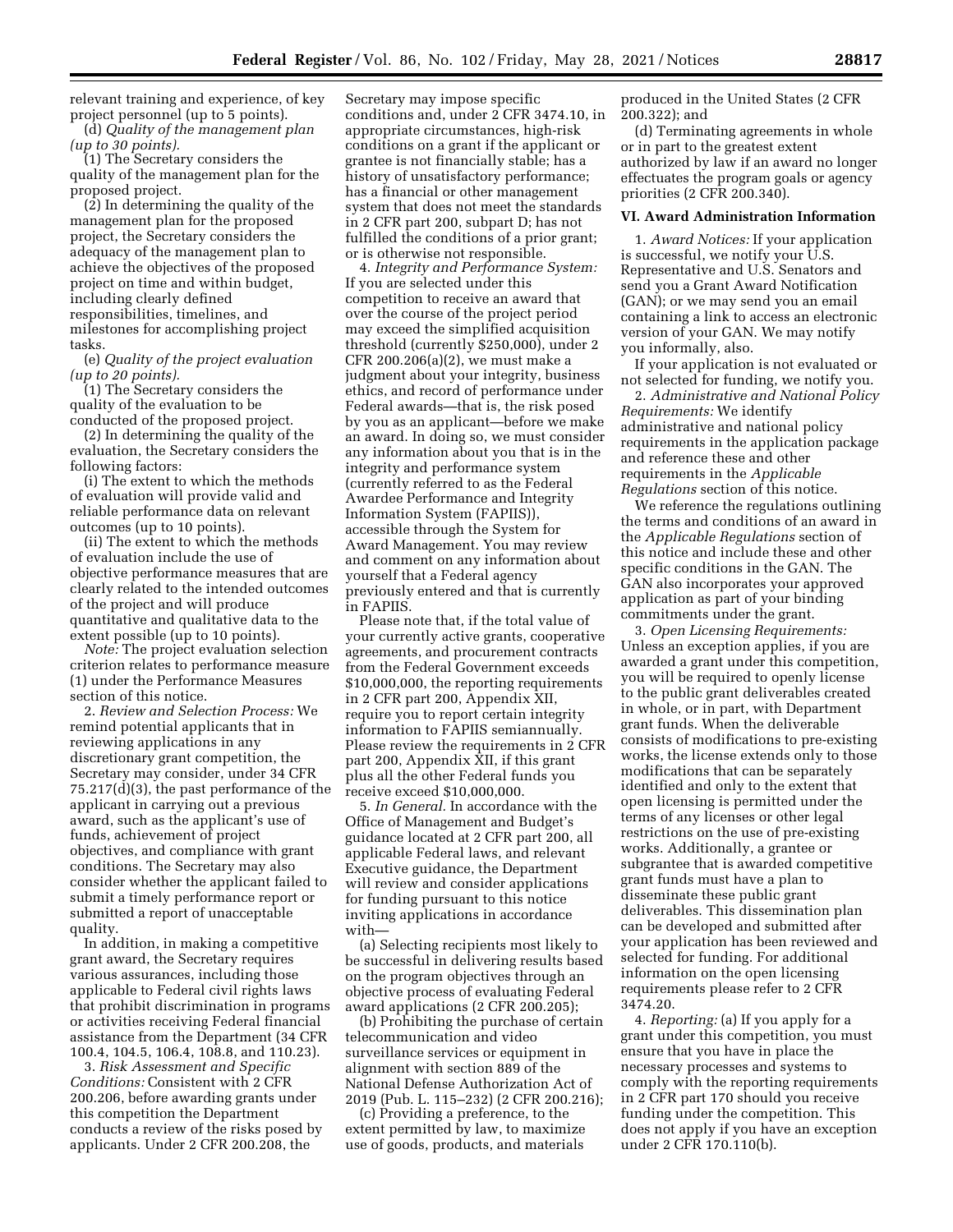relevant training and experience, of key project personnel (up to 5 points).

(d) *Quality of the management plan (up to 30 points).*

(1) The Secretary considers the quality of the management plan for the proposed project.

(2) In determining the quality of the management plan for the proposed project, the Secretary considers the adequacy of the management plan to achieve the objectives of the proposed project on time and within budget, including clearly defined responsibilities, timelines, and milestones for accomplishing project tasks.

(e) *Quality of the project evaluation (up to 20 points).*

(1) The Secretary considers the quality of the evaluation to be conducted of the proposed project.

(2) In determining the quality of the evaluation, the Secretary considers the following factors:

(i) The extent to which the methods of evaluation will provide valid and reliable performance data on relevant outcomes (up to 10 points).

(ii) The extent to which the methods of evaluation include the use of objective performance measures that are clearly related to the intended outcomes of the project and will produce quantitative and qualitative data to the extent possible (up to 10 points).

*Note:* The project evaluation selection criterion relates to performance measure (1) under the Performance Measures section of this notice.

2. *Review and Selection Process:* We remind potential applicants that in reviewing applications in any discretionary grant competition, the Secretary may consider, under 34 CFR 75.217(d)(3), the past performance of the applicant in carrying out a previous award, such as the applicant's use of funds, achievement of project objectives, and compliance with grant conditions. The Secretary may also consider whether the applicant failed to submit a timely performance report or submitted a report of unacceptable quality.

In addition, in making a competitive grant award, the Secretary requires various assurances, including those applicable to Federal civil rights laws that prohibit discrimination in programs or activities receiving Federal financial assistance from the Department (34 CFR 100.4, 104.5, 106.4, 108.8, and 110.23).

3. *Risk Assessment and Specific Conditions:* Consistent with 2 CFR 200.206, before awarding grants under this competition the Department conducts a review of the risks posed by applicants. Under 2 CFR 200.208, the Secretary may impose specific conditions and, under 2 CFR 3474.10, in appropriate circumstances, high-risk conditions on a grant if the applicant or grantee is not financially stable; has a history of unsatisfactory performance; has a financial or other management system that does not meet the standards in 2 CFR part 200, subpart D; has not fulfilled the conditions of a prior grant; or is otherwise not responsible.

4. *Integrity and Performance System:* If you are selected under this competition to receive an award that over the course of the project period may exceed the simplified acquisition threshold (currently $250,000), under 2 CFR 200.206(a)(2), we must make a judgment about your integrity, business ethics, and record of performance under Federal awards—that is, the risk posed by you as an applicant—before we make an award. In doing so, we must consider any information about you that is in the integrity and performance system (currently referred to as the Federal Awardee Performance and Integrity Information System (FAPIIS)), accessible through the System for Award Management. You may review and comment on any information about yourself that a Federal agency previously entered and that is currently in FAPIIS.

Please note that, if the total value of your currently active grants, cooperative agreements, and procurement contracts from the Federal Government exceeds $10,000,000, the reporting requirements in 2 CFR part 200, Appendix XII, require you to report certain integrity information to FAPIIS semiannually. Please review the requirements in 2 CFR part 200, Appendix XII, if this grant plus all the other Federal funds you receive exceed $10,000,000.

5. *In General.* In accordance with the Office of Management and Budget's guidance located at 2 CFR part 200, all applicable Federal laws, and relevant Executive guidance, the Department will review and consider applications for funding pursuant to this notice inviting applications in accordance with—

(a) Selecting recipients most likely to be successful in delivering results based on the program objectives through an objective process of evaluating Federal award applications (2 CFR 200.205);

(b) Prohibiting the purchase of certain telecommunication and video surveillance services or equipment in alignment with section 889 of the National Defense Authorization Act of 2019 (Pub. L. 115–232) (2 CFR 200.216);

(c) Providing a preference, to the extent permitted by law, to maximize use of goods, products, and materials produced in the United States (2 CFR 200.322); and

(d) Terminating agreements in whole or in part to the greatest extent authorized by law if an award no longer effectuates the program goals or agency priorities (2 CFR 200.340).

## VI. Award Administration Information

1. *Award Notices:* If your application is successful, we notify your U.S. Representative and U.S. Senators and send you a Grant Award Notification (GAN); or we may send you an email containing a link to access an electronic version of your GAN. We may notify you informally, also.

If your application is not evaluated or not selected for funding, we notify you.

2. *Administrative and National Policy Requirements:* We identify administrative and national policy requirements in the application package and reference these and other requirements in the *Applicable Regulations* section of this notice.

We reference the regulations outlining the terms and conditions of an award in the *Applicable Regulations* section of this notice and include these and other specific conditions in the GAN. The GAN also incorporates your approved application as part of your binding commitments under the grant.

3. *Open Licensing Requirements:* Unless an exception applies, if you are awarded a grant under this competition, you will be required to openly license to the public grant deliverables created in whole, or in part, with Department grant funds. When the deliverable consists of modifications to pre-existing works, the license extends only to those modifications that can be separately identified and only to the extent that open licensing is permitted under the terms of any licenses or other legal restrictions on the use of pre-existing works. Additionally, a grantee or subgrantee that is awarded competitive grant funds must have a plan to disseminate these public grant deliverables. This dissemination plan can be developed and submitted after your application has been reviewed and selected for funding. For additional information on the open licensing requirements please refer to 2 CFR 3474.20.

4. *Reporting:* (a) If you apply for a grant under this competition, you must ensure that you have in place the necessary processes and systems to comply with the reporting requirements in 2 CFR part 170 should you receive funding under the competition. This does not apply if you have an exception under 2 CFR 170.110(b).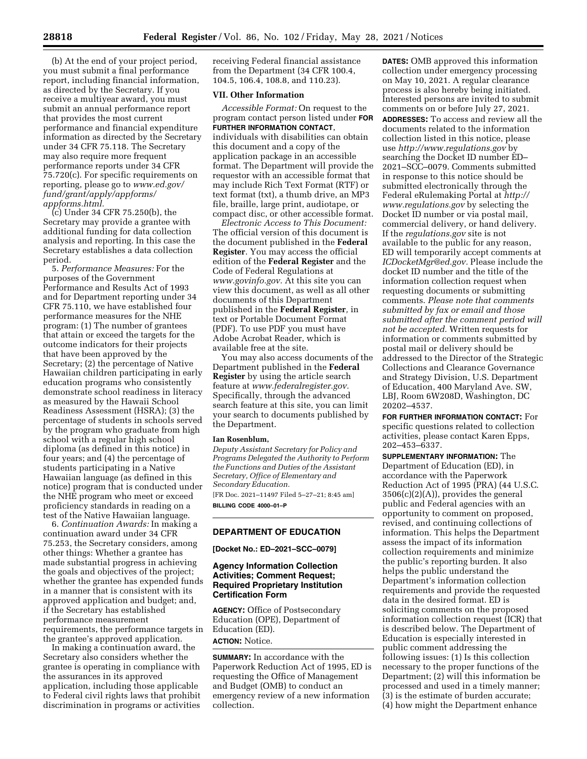(b) At the end of your project period, you must submit a final performance report, including financial information, as directed by the Secretary. If you receive a multiyear award, you must submit an annual performance report that provides the most current performance and financial expenditure information as directed by the Secretary under 34 CFR 75.118. The Secretary may also require more frequent performance reports under 34 CFR 75.720(c). For specific requirements on reporting, please go to *www.ed.gov/fund/grant/apply/appforms/appforms.html.*

(c) Under 34 CFR 75.250(b), the Secretary may provide a grantee with additional funding for data collection analysis and reporting. In this case the Secretary establishes a data collection period.

5. *Performance Measures:* For the purposes of the Government Performance and Results Act of 1993 and for Department reporting under 34 CFR 75.110, we have established four performance measures for the NHE program: (1) The number of grantees that attain or exceed the targets for the outcome indicators for their projects that have been approved by the Secretary; (2) the percentage of Native Hawaiian children participating in early education programs who consistently demonstrate school readiness in literacy as measured by the Hawaii School Readiness Assessment (HSRA); (3) the percentage of students in schools served by the program who graduate from high school with a regular high school diploma (as defined in this notice) in four years; and (4) the percentage of students participating in a Native Hawaiian language (as defined in this notice) program that is conducted under the NHE program who meet or exceed proficiency standards in reading on a test of the Native Hawaiian language.

6. *Continuation Awards:* In making a continuation award under 34 CFR 75.253, the Secretary considers, among other things: Whether a grantee has made substantial progress in achieving the goals and objectives of the project; whether the grantee has expended funds in a manner that is consistent with its approved application and budget; and, if the Secretary has established performance measurement requirements, the performance targets in the grantee's approved application.

In making a continuation award, the Secretary also considers whether the grantee is operating in compliance with the assurances in its approved application, including those applicable to Federal civil rights laws that prohibit discrimination in programs or activities receiving Federal financial assistance from the Department (34 CFR 100.4, 104.5, 106.4, 108.8, and 110.23).

## VII. Other Information

*Accessible Format:* On request to the program contact person listed under **FOR FURTHER INFORMATION CONTACT**, individuals with disabilities can obtain this document and a copy of the application package in an accessible format. The Department will provide the requestor with an accessible format that may include Rich Text Format (RTF) or text format (txt), a thumb drive, an MP3 file, braille, large print, audiotape, or compact disc, or other accessible format.

*Electronic Access to This Document:* The official version of this document is the document published in the **Federal Register**. You may access the official edition of the **Federal Register** and the Code of Federal Regulations at *www.govinfo.gov.* At this site you can view this document, as well as all other documents of this Department published in the **Federal Register**, in text or Portable Document Format (PDF). To use PDF you must have Adobe Acrobat Reader, which is available free at the site.

You may also access documents of the Department published in the **Federal Register** by using the article search feature at *www.federalregister.gov.* Specifically, through the advanced search feature at this site, you can limit your search to documents published by the Department.

**Ian Rosenblum,**

*Deputy Assistant Secretary for Policy and Programs Delegated the Authority to Perform the Functions and Duties of the Assistant Secretary, Office of Elementary and Secondary Education.*

[FR Doc. 2021–11497 Filed 5–27–21; 8:45 am]

**BILLING CODE 4000–01–P**

## DEPARTMENT OF EDUCATION

**[Docket No.: ED–2021–SCC–0079]**

## Agency Information Collection Activities; Comment Request; Required Proprietary Institution Certification Form

**AGENCY:** Office of Postsecondary Education (OPE), Department of Education (ED).

**ACTION:** Notice.

**SUMMARY:** In accordance with the Paperwork Reduction Act of 1995, ED is requesting the Office of Management and Budget (OMB) to conduct an emergency review of a new information collection.

**DATES:** OMB approved this information collection under emergency processing on May 10, 2021. A regular clearance process is also hereby being initiated. Interested persons are invited to submit comments on or before July 27, 2021.

**ADDRESSES:** To access and review all the documents related to the information collection listed in this notice, please use *http://www.regulations.gov* by searching the Docket ID number ED–2021–SCC–0079. Comments submitted in response to this notice should be submitted electronically through the Federal eRulemaking Portal at *http://www.regulations.gov* by selecting the Docket ID number or via postal mail, commercial delivery, or hand delivery. If the *regulations.gov* site is not available to the public for any reason, ED will temporarily accept comments at *ICDocketMgr@ed.gov.* Please include the docket ID number and the title of the information collection request when requesting documents or submitting comments. *Please note that comments submitted by fax or email and those submitted after the comment period will not be accepted.* Written requests for information or comments submitted by postal mail or delivery should be addressed to the Director of the Strategic Collections and Clearance Governance and Strategy Division, U.S. Department of Education, 400 Maryland Ave. SW, LBJ, Room 6W208D, Washington, DC 20202–4537.

**FOR FURTHER INFORMATION CONTACT:** For specific questions related to collection activities, please contact Karen Epps, 202–453–6337.

**SUPPLEMENTARY INFORMATION:** The Department of Education (ED), in accordance with the Paperwork Reduction Act of 1995 (PRA) (44 U.S.C. 3506(c)(2)(A)), provides the general public and Federal agencies with an opportunity to comment on proposed, revised, and continuing collections of information. This helps the Department assess the impact of its information collection requirements and minimize the public's reporting burden. It also helps the public understand the Department's information collection requirements and provide the requested data in the desired format. ED is soliciting comments on the proposed information collection request (ICR) that is described below. The Department of Education is especially interested in public comment addressing the following issues: (1) Is this collection necessary to the proper functions of the Department; (2) will this information be processed and used in a timely manner; (3) is the estimate of burden accurate; (4) how might the Department enhance